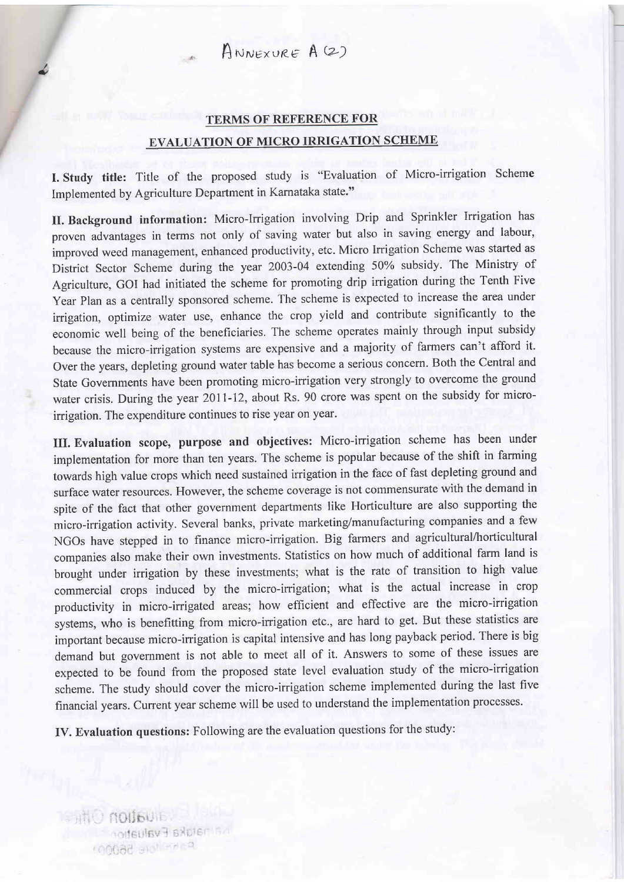ANNEXURE A (2)

## TERMS OF REFERENCE FOR EVALUATION OF MICRO IRRIGATION SCHEME

**I. Study title:** Title of the proposed study is "Evaluation of Micro-irrigation Scheme Implemented by Agriculture Department in Karnataka state."

**II. Background information:** Micro-Irrigation involving Drip and Sprinkler Irrigation has proven advantages in terms not only of saving water but also in saving energy and labour, improved weed management, enhanced productivity, etc. Micro Irrigation Scheme was started as District Sector Scheme during the year 2003-04 extending 50% subsidy. The Ministry of Agriculture, GOI had initiated the scheme for promoting drip irrigation during the Tenth Five Year Plan as a centrally sponsored scheme. The scheme is expected to increase the area under irrigation, optimize water use, enhance the crop yield and contribute significantly to the economic well being of the beneficiaries. The scheme operates mainly through input subsidy because the micro-irrigation systems are expensive and a majority of farmers can't afford it. Over the years, depleting ground water table has become a serious concern. Both the Central and State Governments have been promoting micro-irrigation very strongly to overcome the ground water crisis. During the year 2011-12, about Rs. 90 crore was spent on the subsidy for micro-irrigation. The expenditure continues to rise year on year.

**III. Evaluation scope, purpose and objectives:** Micro-irrigation scheme has been under implementation for more than ten years. The scheme is popular because of the shift in farming towards high value crops which need sustained irrigation in the face of fast depleting ground and surface water resources. However, the scheme coverage is not commensurate with the demand in spite of the fact that other government departments like Horticulture are also supporting the micro-irrigation activity. Several banks, private marketing/manufacturing companies and a few NGOs have stepped in to finance micro-irrigation. Big farmers and agricultural/horticultural companies also make their own investments. Statistics on how much of additional farm land is brought under irrigation by these investments; what is the rate of transition to high value commercial crops induced by the micro-irrigation; what is the actual increase in crop productivity in micro-irrigated areas; how efficient and effective are the micro-irrigation systems, who is benefitting from micro-irrigation etc., are hard to get. But these statistics are important because micro-irrigation is capital intensive and has long payback period. There is big demand but government is not able to meet all of it. Answers to some of these issues are expected to be found from the proposed state level evaluation study of the micro-irrigation scheme. The study should cover the micro-irrigation scheme implemented during the last five financial years. Current year scheme will be used to understand the implementation processes.

**IV. Evaluation questions:** Following are the evaluation questions for the study:

Chief Evaluation Officer
Karnataka Evaluation Authority
Bangalore 560001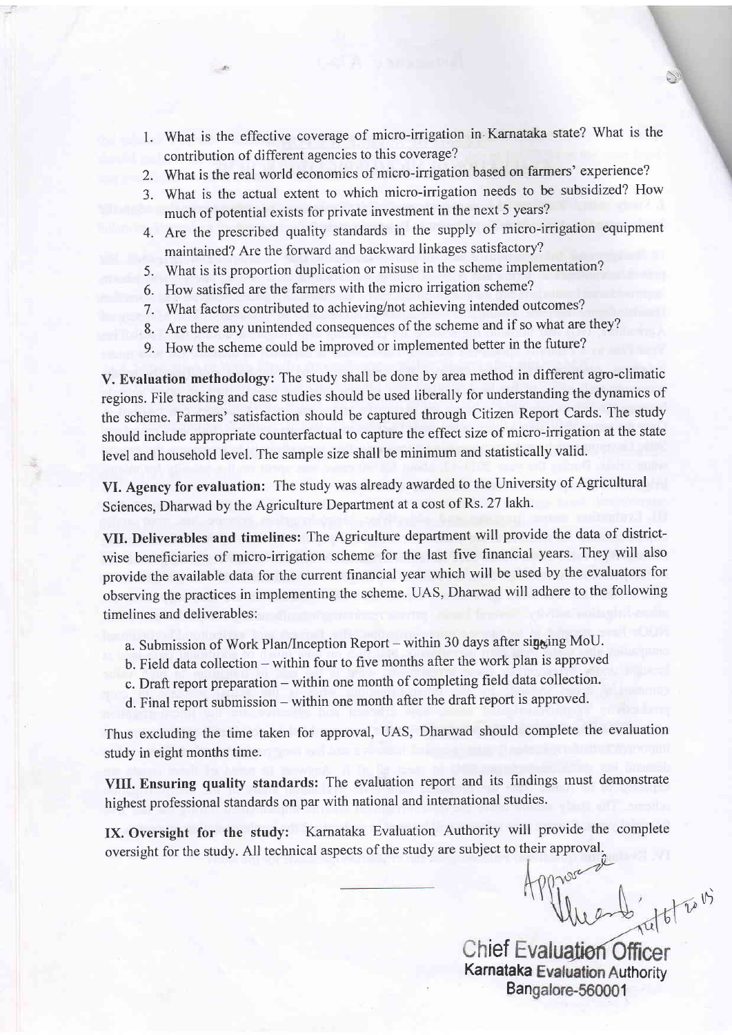1. What is the effective coverage of micro-irrigation in Karnataka state? What is the contribution of different agencies to this coverage?
2. What is the real world economics of micro-irrigation based on farmers' experience?
3. What is the actual extent to which micro-irrigation needs to be subsidized? How much of potential exists for private investment in the next 5 years?
4. Are the prescribed quality standards in the supply of micro-irrigation equipment maintained? Are the forward and backward linkages satisfactory?
5. What is its proportion duplication or misuse in the scheme implementation?
6. How satisfied are the farmers with the micro irrigation scheme?
7. What factors contributed to achieving/not achieving intended outcomes?
8. Are there any unintended consequences of the scheme and if so what are they?
9. How the scheme could be improved or implemented better in the future?

**V. Evaluation methodology:** The study shall be done by area method in different agro-climatic regions. File tracking and case studies should be used liberally for understanding the dynamics of the scheme. Farmers' satisfaction should be captured through Citizen Report Cards. The study should include appropriate counterfactual to capture the effect size of micro-irrigation at the state level and household level. The sample size shall be minimum and statistically valid.

**VI. Agency for evaluation:** The study was already awarded to the University of Agricultural Sciences, Dharwad by the Agriculture Department at a cost of Rs. 27 lakh.

**VII. Deliverables and timelines:** The Agriculture department will provide the data of district-wise beneficiaries of micro-irrigation scheme for the last five financial years. They will also provide the available data for the current financial year which will be used by the evaluators for observing the practices in implementing the scheme. UAS, Dharwad will adhere to the following timelines and deliverables:

a. Submission of Work Plan/Inception Report – within 30 days after signing MoU.
b. Field data collection – within four to five months after the work plan is approved
c. Draft report preparation – within one month of completing field data collection.
d. Final report submission – within one month after the draft report is approved.

Thus excluding the time taken for approval, UAS, Dharwad should complete the evaluation study in eight months time.

**VIII. Ensuring quality standards:** The evaluation report and its findings must demonstrate highest professional standards on par with national and international studies.

**IX. Oversight for the study:** Karnataka Evaluation Authority will provide the complete oversight for the study. All technical aspects of the study are subject to their approval.

Approved
24/6/2015

Chief Evaluation Officer
Karnataka Evaluation Authority
Bangalore-560001